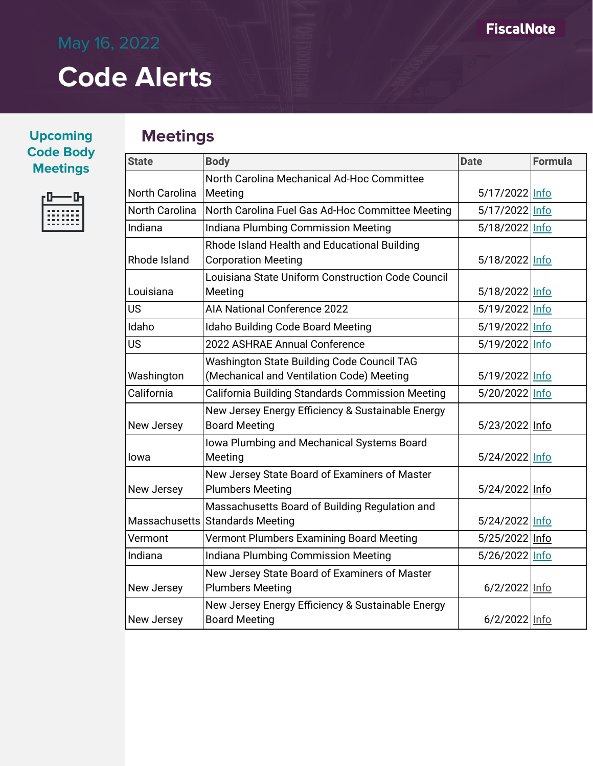May 16, 2022

FiscalNote

# Code Alerts

## Upcoming Code Body Meetings

## Meetings

| State | Body | Date | Formula |
|---|---|---|---|
| North Carolina | North Carolina Mechanical Ad-Hoc Committee Meeting | 5/17/2022 | Info |
| North Carolina | North Carolina Fuel Gas Ad-Hoc Committee Meeting | 5/17/2022 | Info |
| Indiana | Indiana Plumbing Commission Meeting | 5/18/2022 | Info |
| Rhode Island | Rhode Island Health and Educational Building Corporation Meeting | 5/18/2022 | Info |
| Louisiana | Louisiana State Uniform Construction Code Council Meeting | 5/18/2022 | Info |
| US | AIA National Conference 2022 | 5/19/2022 | Info |
| Idaho | Idaho Building Code Board Meeting | 5/19/2022 | Info |
| US | 2022 ASHRAE Annual Conference | 5/19/2022 | Info |
| Washington | Washington State Building Code Council TAG (Mechanical and Ventilation Code) Meeting | 5/19/2022 | Info |
| California | California Building Standards Commission Meeting | 5/20/2022 | Info |
| New Jersey | New Jersey Energy Efficiency & Sustainable Energy Board Meeting | 5/23/2022 | Info |
| Iowa | Iowa Plumbing and Mechanical Systems Board Meeting | 5/24/2022 | Info |
| New Jersey | New Jersey State Board of Examiners of Master Plumbers Meeting | 5/24/2022 | Info |
| Massachusetts | Massachusetts Board of Building Regulation and Standards Meeting | 5/24/2022 | Info |
| Vermont | Vermont Plumbers Examining Board Meeting | 5/25/2022 | Info |
| Indiana | Indiana Plumbing Commission Meeting | 5/26/2022 | Info |
| New Jersey | New Jersey State Board of Examiners of Master Plumbers Meeting | 6/2/2022 | Info |
| New Jersey | New Jersey Energy Efficiency & Sustainable Energy Board Meeting | 6/2/2022 | Info |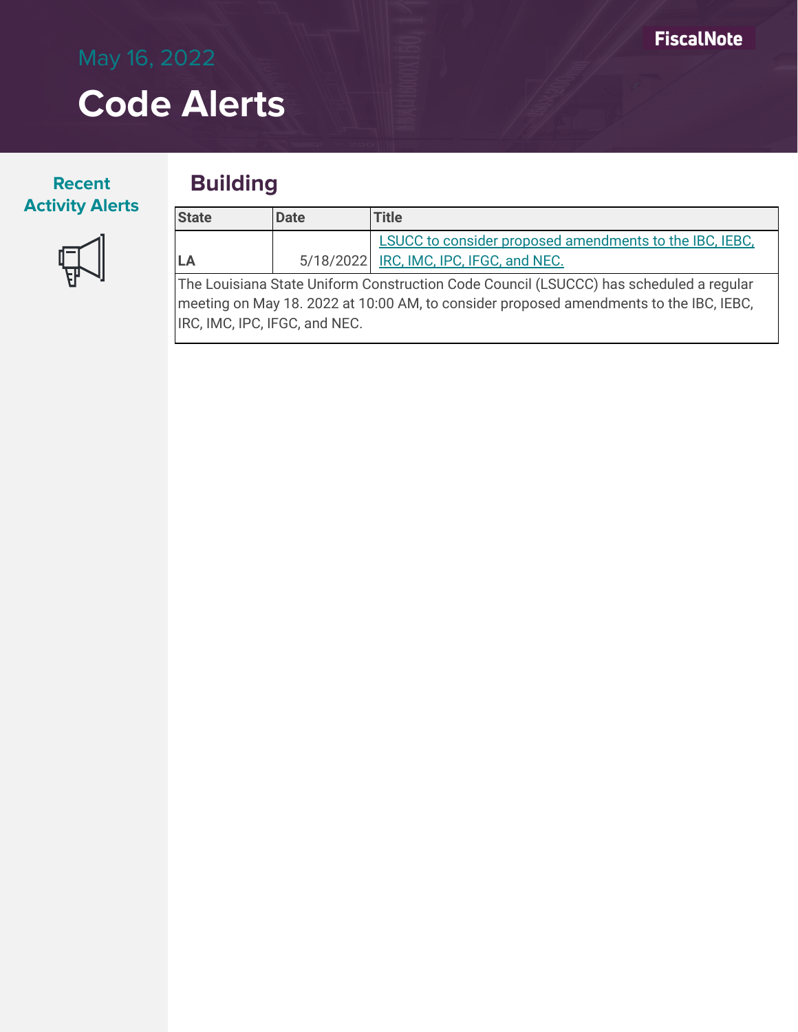# Code Alerts

May 16, 2022

FiscalNote

**Recent Activity Alerts**

## Building

| State | Date | Title |
|---|---|---|
| **LA** | 5/18/2022 | LSUCC to consider proposed amendments to the IBC, IEBC, IRC, IMC, IPC, IFGC, and NEC. |

The Louisiana State Uniform Construction Code Council (LSUCCC) has scheduled a regular meeting on May 18. 2022 at 10:00 AM, to consider proposed amendments to the IBC, IEBC, IRC, IMC, IPC, IFGC, and NEC.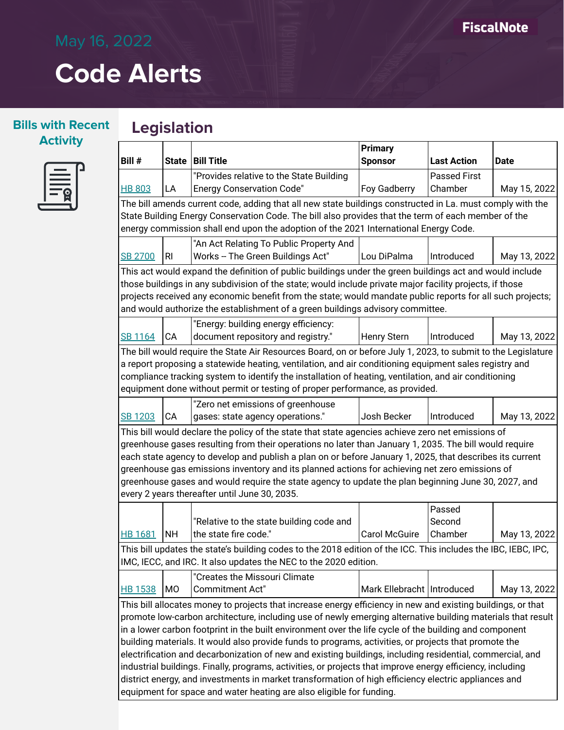# May 16, 2022

# Code Alerts

FiscalNote

## Bills with Recent Activity

## Legislation

| Bill # | State | Bill Title | Primary Sponsor | Last Action | Date |
|---|---|---|---|---|---|
| HB 803 | LA | "Provides relative to the State Building Energy Conservation Code" | Foy Gadberry | Passed First Chamber | May 15, 2022 |
| The bill amends current code, adding that all new state buildings constructed in La. must comply with the State Building Energy Conservation Code. The bill also provides that the term of each member of the energy commission shall end upon the adoption of the 2021 International Energy Code. | | | | | |
| SB 2700 | RI | "An Act Relating To Public Property And Works -- The Green Buildings Act" | Lou DiPalma | Introduced | May 13, 2022 |
| This act would expand the definition of public buildings under the green buildings act and would include those buildings in any subdivision of the state; would include private major facility projects, if those projects received any economic benefit from the state; would mandate public reports for all such projects; and would authorize the establishment of a green buildings advisory committee. | | | | | |
| SB 1164 | CA | "Energy: building energy efficiency: document repository and registry." | Henry Stern | Introduced | May 13, 2022 |
| The bill would require the State Air Resources Board, on or before July 1, 2023, to submit to the Legislature a report proposing a statewide heating, ventilation, and air conditioning equipment sales registry and compliance tracking system to identify the installation of heating, ventilation, and air conditioning equipment done without permit or testing of proper performance, as provided. | | | | | |
| SB 1203 | CA | "Zero net emissions of greenhouse gases: state agency operations." | Josh Becker | Introduced | May 13, 2022 |
| This bill would declare the policy of the state that state agencies achieve zero net emissions of greenhouse gases resulting from their operations no later than January 1, 2035. The bill would require each state agency to develop and publish a plan on or before January 1, 2025, that describes its current greenhouse gas emissions inventory and its planned actions for achieving net zero emissions of greenhouse gases and would require the state agency to update the plan beginning June 30, 2027, and every 2 years thereafter until June 30, 2035. | | | | | |
| HB 1681 | NH | "Relative to the state building code and the state fire code." | Carol McGuire | Passed Second Chamber | May 13, 2022 |
| This bill updates the state's building codes to the 2018 edition of the ICC. This includes the IBC, IEBC, IPC, IMC, IECC, and IRC. It also updates the NEC to the 2020 edition. | | | | | |
| HB 1538 | MO | "Creates the Missouri Climate Commitment Act" | Mark Ellebracht | Introduced | May 13, 2022 |
| This bill allocates money to projects that increase energy efficiency in new and existing buildings, or that promote low-carbon architecture, including use of newly emerging alternative building materials that result in a lower carbon footprint in the built environment over the life cycle of the building and component building materials. It would also provide funds to programs, activities, or projects that promote the electrification and decarbonization of new and existing buildings, including residential, commercial, and industrial buildings. Finally, programs, activities, or projects that improve energy efficiency, including district energy, and investments in market transformation of high efficiency electric appliances and equipment for space and water heating are also eligible for funding. | | | | | |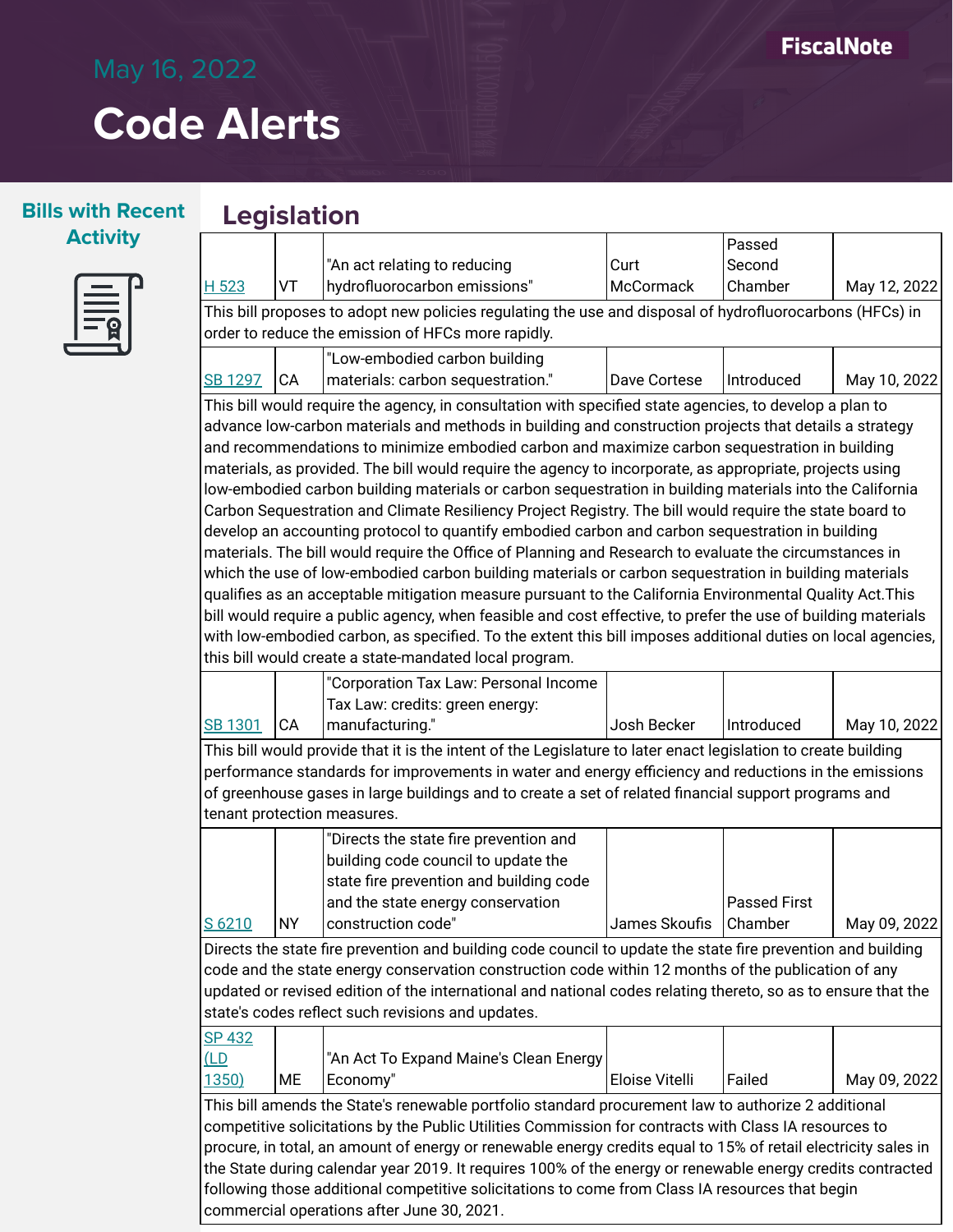# May 16, 2022

# Code Alerts

**Bills with Recent Activity**

## Legislation

| Bill | State | Title | Sponsor | Status | Date |
|---|---|---|---|---|---|
| H 523 | VT | "An act relating to reducing hydrofluorocarbon emissions" | Curt McCormack | Passed Second Chamber | May 12, 2022 |
| This bill proposes to adopt new policies regulating the use and disposal of hydrofluorocarbons (HFCs) in order to reduce the emission of HFCs more rapidly. | | | | | |
| SB 1297 | CA | "Low-embodied carbon building materials: carbon sequestration." | Dave Cortese | Introduced | May 10, 2022 |
| This bill would require the agency, in consultation with specified state agencies, to develop a plan to advance low-carbon materials and methods in building and construction projects that details a strategy and recommendations to minimize embodied carbon and maximize carbon sequestration in building materials, as provided. The bill would require the agency to incorporate, as appropriate, projects using low-embodied carbon building materials or carbon sequestration in building materials into the California Carbon Sequestration and Climate Resiliency Project Registry. The bill would require the state board to develop an accounting protocol to quantify embodied carbon and carbon sequestration in building materials. The bill would require the Office of Planning and Research to evaluate the circumstances in which the use of low-embodied carbon building materials or carbon sequestration in building materials qualifies as an acceptable mitigation measure pursuant to the California Environmental Quality Act.This bill would require a public agency, when feasible and cost effective, to prefer the use of building materials with low-embodied carbon, as specified. To the extent this bill imposes additional duties on local agencies, this bill would create a state-mandated local program. | | | | | |
| SB 1301 | CA | "Corporation Tax Law: Personal Income Tax Law: credits: green energy: manufacturing." | Josh Becker | Introduced | May 10, 2022 |
| This bill would provide that it is the intent of the Legislature to later enact legislation to create building performance standards for improvements in water and energy efficiency and reductions in the emissions of greenhouse gases in large buildings and to create a set of related financial support programs and tenant protection measures. | | | | | |
| S 6210 | NY | "Directs the state fire prevention and building code council to update the state fire prevention and building code and the state energy conservation construction code" | James Skoufis | Passed First Chamber | May 09, 2022 |
| Directs the state fire prevention and building code council to update the state fire prevention and building code and the state energy conservation construction code within 12 months of the publication of any updated or revised edition of the international and national codes relating thereto, so as to ensure that the state's codes reflect such revisions and updates. | | | | | |
| SP 432 (LD 1350) | ME | "An Act To Expand Maine's Clean Energy Economy" | Eloise Vitelli | Failed | May 09, 2022 |
| This bill amends the State's renewable portfolio standard procurement law to authorize 2 additional competitive solicitations by the Public Utilities Commission for contracts with Class IA resources to procure, in total, an amount of energy or renewable energy credits equal to 15% of retail electricity sales in the State during calendar year 2019. It requires 100% of the energy or renewable energy credits contracted following those additional competitive solicitations to come from Class IA resources that begin commercial operations after June 30, 2021. | | | | | |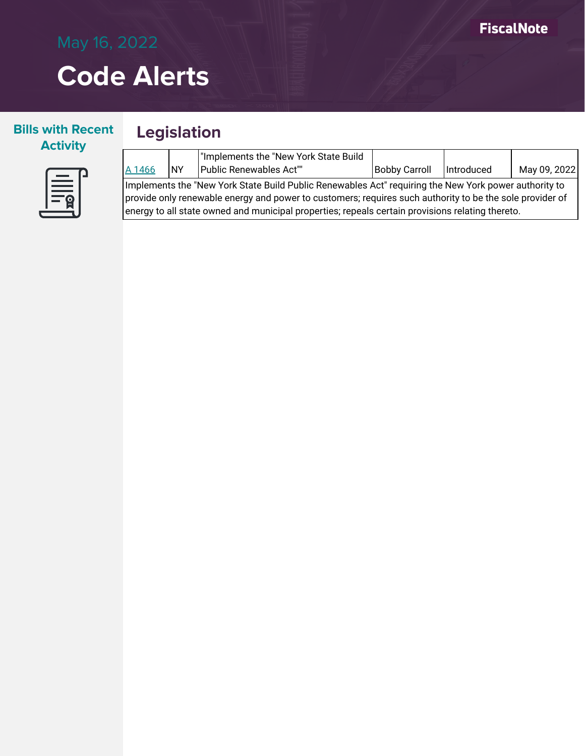# Code Alerts

May 16, 2022

FiscalNote

## Bills with Recent Activity

## Legislation

| | | | | | |
|---|---|---|---|---|---|
| A 1466 | NY | "Implements the "New York State Build Public Renewables Act"" | Bobby Carroll | Introduced | May 09, 2022 |
| Implements the "New York State Build Public Renewables Act" requiring the New York power authority to provide only renewable energy and power to customers; requires such authority to be the sole provider of energy to all state owned and municipal properties; repeals certain provisions relating thereto. | | | | | |